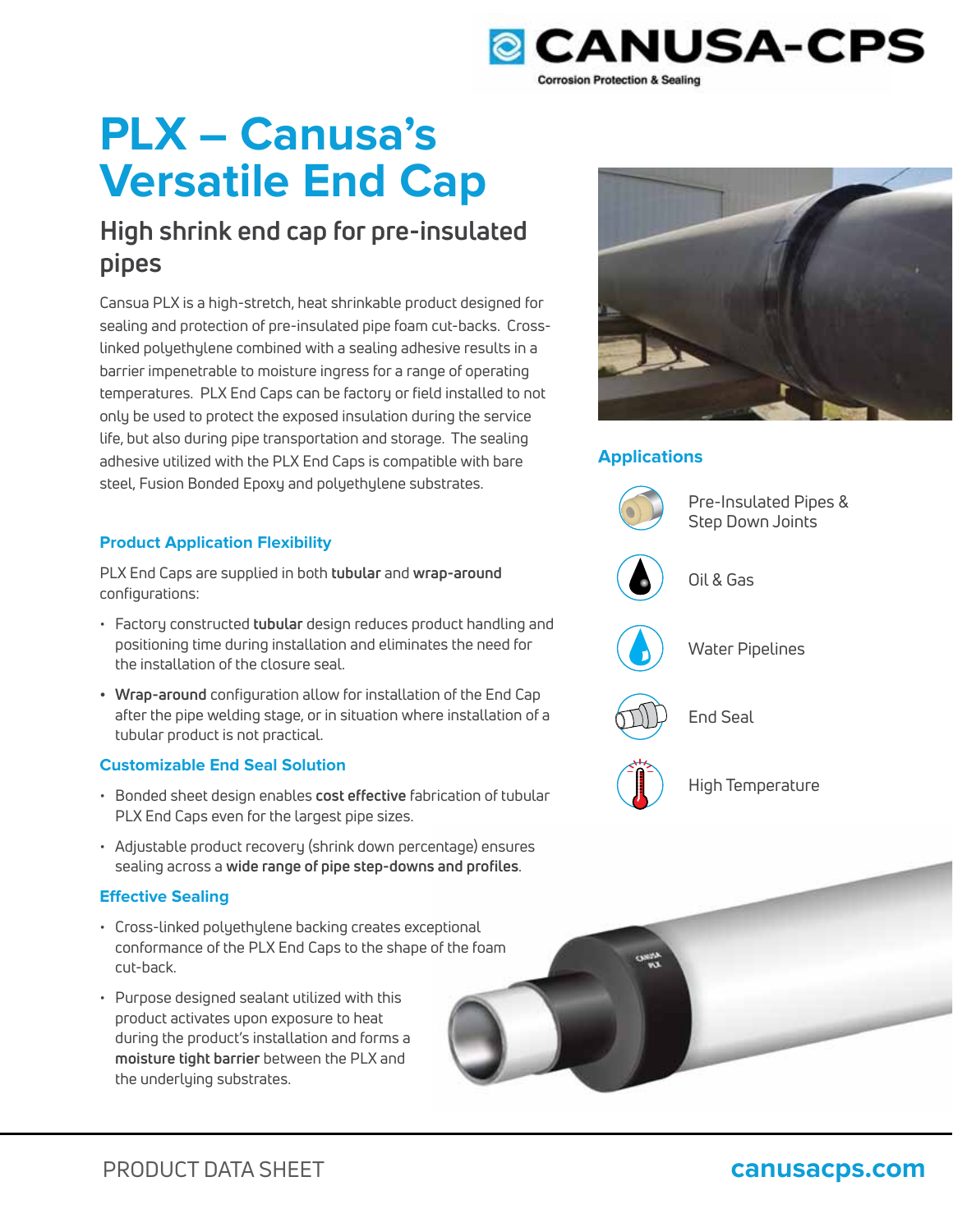CANUSA-CPS
Corrosion Protection & Sealing

# PLX – Canusa's Versatile End Cap

## High shrink end cap for pre-insulated pipes

Cansua PLX is a high-stretch, heat shrinkable product designed for sealing and protection of pre-insulated pipe foam cut-backs. Cross-linked polyethylene combined with a sealing adhesive results in a barrier impenetrable to moisture ingress for a range of operating temperatures. PLX End Caps can be factory or field installed to not only be used to protect the exposed insulation during the service life, but also during pipe transportation and storage. The sealing adhesive utilized with the PLX End Caps is compatible with bare steel, Fusion Bonded Epoxy and polyethylene substrates.

### Product Application Flexibility

PLX End Caps are supplied in both **tubular** and **wrap-around** configurations:

- Factory constructed **tubular** design reduces product handling and positioning time during installation and eliminates the need for the installation of the closure seal.
- **Wrap-around** configuration allow for installation of the End Cap after the pipe welding stage, or in situation where installation of a tubular product is not practical.

### Customizable End Seal Solution

- Bonded sheet design enables **cost effective** fabrication of tubular PLX End Caps even for the largest pipe sizes.
- Adjustable product recovery (shrink down percentage) ensures sealing across a **wide range of pipe step-downs and profiles**.

### Effective Sealing

- Cross-linked polyethylene backing creates exceptional conformance of the PLX End Caps to the shape of the foam cut-back.
- Purpose designed sealant utilized with this product activates upon exposure to heat during the product's installation and forms a **moisture tight barrier** between the PLX and the underlying substrates.

### Applications

- Pre-Insulated Pipes & Step Down Joints
- Oil & Gas
- Water Pipelines
- End Seal
- High Temperature

PRODUCT DATA SHEET

canusacps.com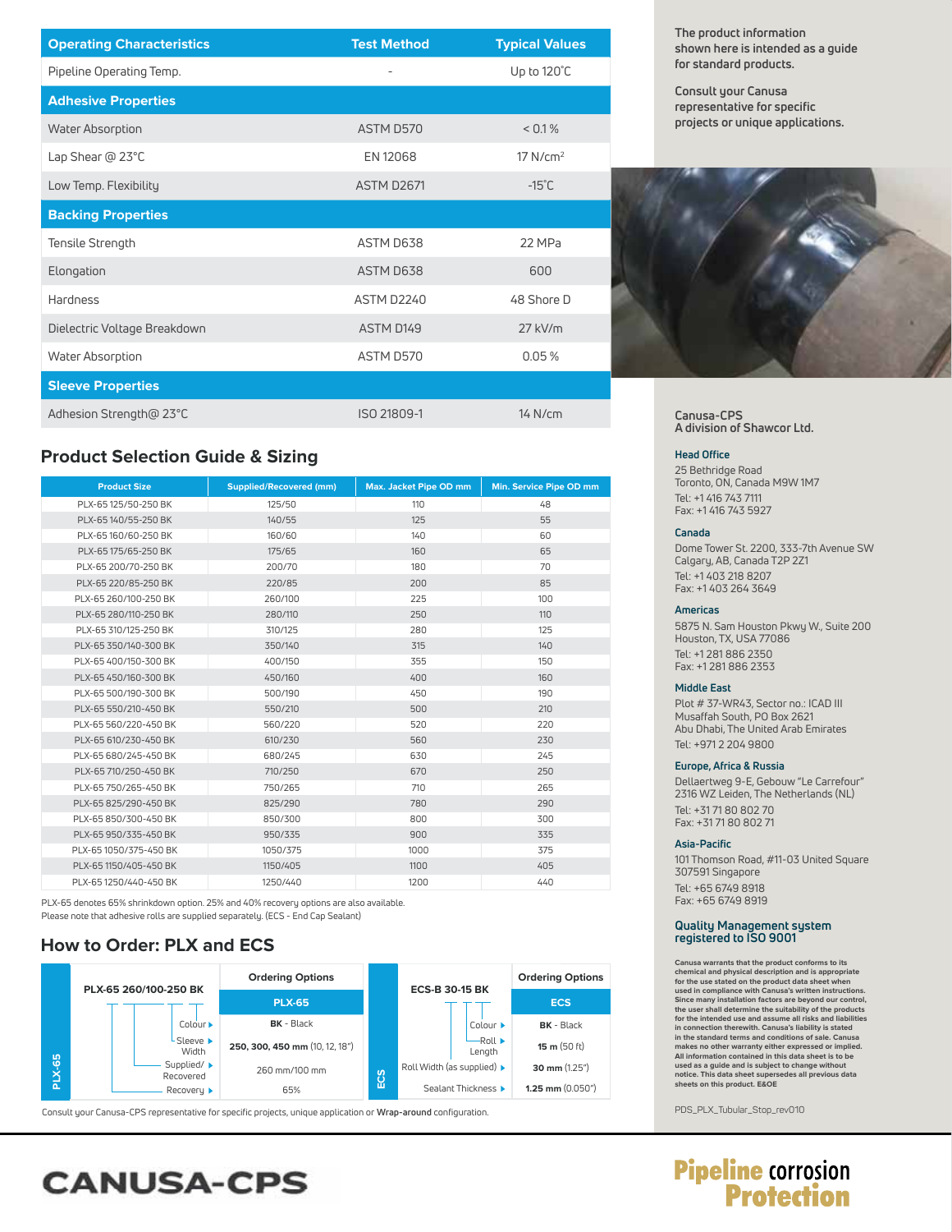| Operating Characteristics | Test Method | Typical Values |
|---|---|---|
| Pipeline Operating Temp. | - | Up to 120˚C |
| **Adhesive Properties** | | |
| Water Absorption | ASTM D570 | < 0.1 % |
| Lap Shear @ 23°C | EN 12068 | 17 N/cm$^2$ |
| Low Temp. Flexibility | ASTM D2671 | -15˚C |
| **Backing Properties** | | |
| Tensile Strength | ASTM D638 | 22 MPa |
| Elongation | ASTM D638 | 600 |
| Hardness | ASTM D2240 | 48 Shore D |
| Dielectric Voltage Breakdown | ASTM D149 | 27 kV/m |
| Water Absorption | ASTM D570 | 0.05 % |
| **Sleeve Properties** | | |
| Adhesion Strength@ 23°C | ISO 21809-1 | 14 N/cm |

The product information shown here is intended as a guide for standard products.

Consult your Canusa representative for specific projects or unique applications.

## Product Selection Guide & Sizing

| Product Size | Supplied/Recovered (mm) | Max. Jacket Pipe OD mm | Min. Service Pipe OD mm |
|---|---|---|---|
| PLX-65 125/50-250 BK | 125/50 | 110 | 48 |
| PLX-65 140/55-250 BK | 140/55 | 125 | 55 |
| PLX-65 160/60-250 BK | 160/60 | 140 | 60 |
| PLX-65 175/65-250 BK | 175/65 | 160 | 65 |
| PLX-65 200/70-250 BK | 200/70 | 180 | 70 |
| PLX-65 220/85-250 BK | 220/85 | 200 | 85 |
| PLX-65 260/100-250 BK | 260/100 | 225 | 100 |
| PLX-65 280/110-250 BK | 280/110 | 250 | 110 |
| PLX-65 310/125-250 BK | 310/125 | 280 | 125 |
| PLX-65 350/140-300 BK | 350/140 | 315 | 140 |
| PLX-65 400/150-300 BK | 400/150 | 355 | 150 |
| PLX-65 450/160-300 BK | 450/160 | 400 | 160 |
| PLX-65 500/190-300 BK | 500/190 | 450 | 190 |
| PLX-65 550/210-450 BK | 550/210 | 500 | 210 |
| PLX-65 560/220-450 BK | 560/220 | 520 | 220 |
| PLX-65 610/230-450 BK | 610/230 | 560 | 230 |
| PLX-65 680/245-450 BK | 680/245 | 630 | 245 |
| PLX-65 710/250-450 BK | 710/250 | 670 | 250 |
| PLX-65 750/265-450 BK | 750/265 | 710 | 265 |
| PLX-65 825/290-450 BK | 825/290 | 780 | 290 |
| PLX-65 850/300-450 BK | 850/300 | 800 | 300 |
| PLX-65 950/335-450 BK | 950/335 | 900 | 335 |
| PLX-65 1050/375-450 BK | 1050/375 | 1000 | 375 |
| PLX-65 1150/405-450 BK | 1150/405 | 1100 | 405 |
| PLX-65 1250/440-450 BK | 1250/440 | 1200 | 440 |

PLX-65 denotes 65% shrinkdown option. 25% and 40% recovery options are also available.
Please note that adhesive rolls are supplied separately. (ECS - End Cap Sealant)

## How to Order: PLX and ECS

**PLX-65**

| PLX-65 260/100-250 BK | Ordering Options |
|---|---|
| | **PLX-65** |
| Colour | **BK** - Black |
| Sleeve Width | **250, 300, 450 mm** (10, 12, 18") |
| Supplied/ Recovered | 260 mm/100 mm |
| Recovery | 65% |

**ECS**

| ECS-B 30-15 BK | Ordering Options |
|---|---|
| | **ECS** |
| Colour | **BK** - Black |
| Roll Length | **15 m** (50 ft) |
| Roll Width (as supplied) | **30 mm** (1.25") |
| Sealant Thickness | **1.25 mm** (0.050") |

Consult your Canusa-CPS representative for specific projects, unique application or **Wrap-around** configuration.

**Canusa-CPS**
**A division of Shawcor Ltd.**

**Head Office**
25 Bethridge Road
Toronto, ON, Canada M9W 1M7
Tel: +1 416 743 7111
Fax: +1 416 743 5927

**Canada**
Dome Tower St. 2200, 333-7th Avenue SW
Calgary, AB, Canada T2P 2Z1
Tel: +1 403 218 8207
Fax: +1 403 264 3649

**Americas**
5875 N. Sam Houston Pkwy W., Suite 200
Houston, TX, USA 77086
Tel: +1 281 886 2350
Fax: +1 281 886 2353

**Middle East**
Plot # 37-WR43, Sector no.: ICAD III
Musaffah South, PO Box 2621
Abu Dhabi, The United Arab Emirates
Tel: +971 2 204 9800

**Europe, Africa & Russia**
Dellaertweg 9-E, Gebouw "Le Carrefour"
2316 WZ Leiden, The Netherlands (NL)
Tel: +31 71 80 802 70
Fax: +31 71 80 802 71

**Asia-Pacific**
101 Thomson Road, #11-03 United Square
307591 Singapore
Tel: +65 6749 8918
Fax: +65 6749 8919

**Quality Management system registered to ISO 9001**

Canusa warrants that the product conforms to its chemical and physical description and is appropriate for the use stated on the product data sheet when used in compliance with Canusa's written instructions. Since many installation factors are beyond our control, the user shall determine the suitability of the products for the intended use and assume all risks and liabilities in connection therewith. Canusa's liability is stated in the standard terms and conditions of sale. Canusa makes no other warranty either expressed or implied. All information contained in this data sheet is to be used as a guide and is subject to change without notice. This data sheet supersedes all previous data sheets on this product. E&OE

PDS_PLX_Tubular_Stop_rev010

CANUSA-CPS

Pipeline corrosion Protection